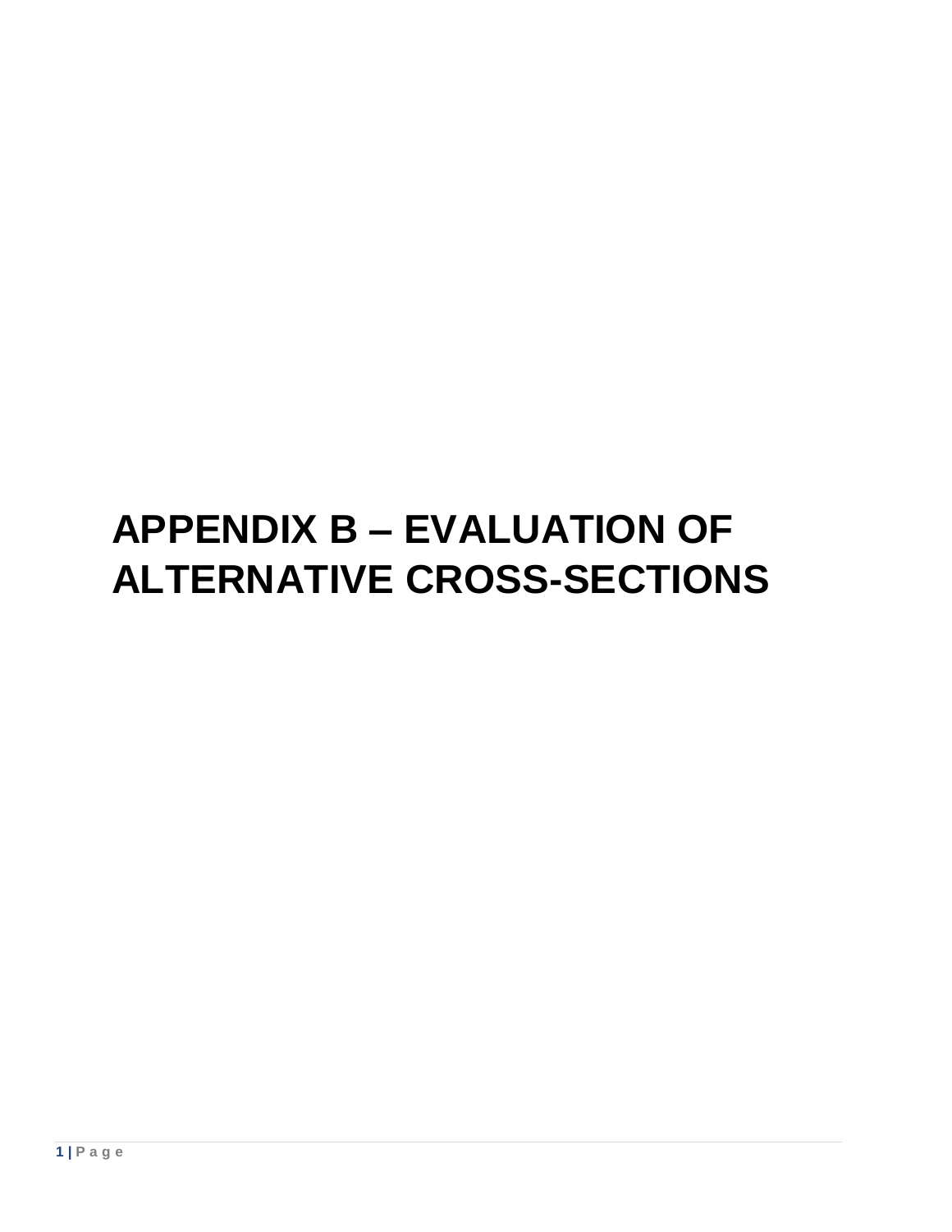# APPENDIX B – EVALUATION OF ALTERNATIVE CROSS-SECTIONS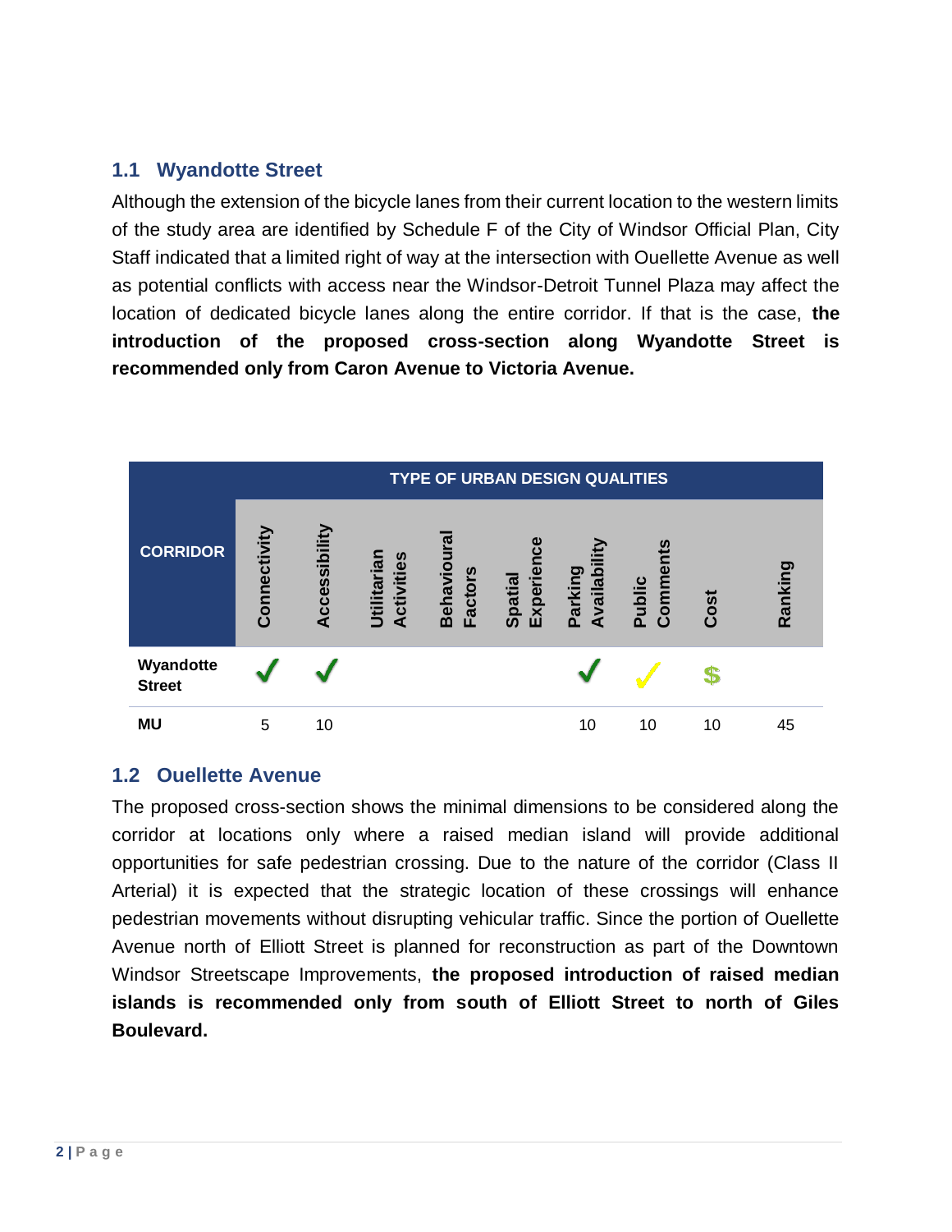## 1.1 Wyandotte Street

Although the extension of the bicycle lanes from their current location to the western limits of the study area are identified by Schedule F of the City of Windsor Official Plan, City Staff indicated that a limited right of way at the intersection with Ouellette Avenue as well as potential conflicts with access near the Windsor-Detroit Tunnel Plaza may affect the location of dedicated bicycle lanes along the entire corridor. If that is the case, **the introduction of the proposed cross-section along Wyandotte Street is recommended only from Caron Avenue to Victoria Avenue.**

| CORRIDOR | TYPE OF URBAN DESIGN QUALITIES | | | | | | | | |
|---|---|---|---|---|---|---|---|---|---|
| | Connectivity | Accessibility | Utilitarian Activities | Behavioural Factors | Spatial Experience | Parking Availability | Public Comments | Cost | Ranking |
| **Wyandotte Street** | ✓ | ✓ | | | | ✓ | ✓ | $ | |
| **MU** | 5 | 10 | | | | 10 | 10 | 10 | 45 |

## 1.2 Ouellette Avenue

The proposed cross-section shows the minimal dimensions to be considered along the corridor at locations only where a raised median island will provide additional opportunities for safe pedestrian crossing. Due to the nature of the corridor (Class II Arterial) it is expected that the strategic location of these crossings will enhance pedestrian movements without disrupting vehicular traffic. Since the portion of Ouellette Avenue north of Elliott Street is planned for reconstruction as part of the Downtown Windsor Streetscape Improvements, **the proposed introduction of raised median islands is recommended only from south of Elliott Street to north of Giles Boulevard.**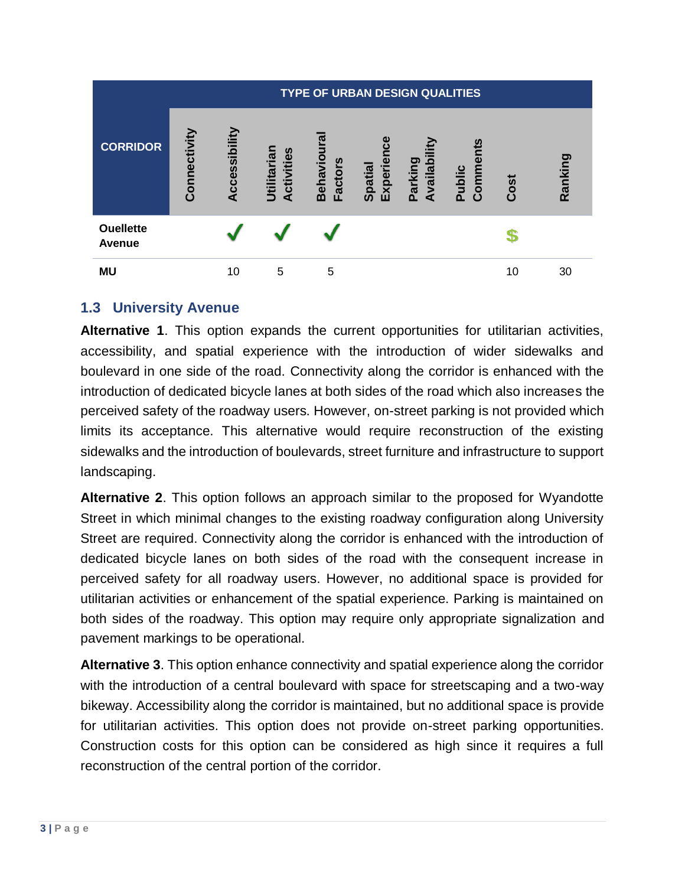| CORRIDOR | TYPE OF URBAN DESIGN QUALITIES | | | | | | | | |
|---|---|---|---|---|---|---|---|---|---|
| | Connectivity | Accessibility | Utilitarian Activities | Behavioural Factors | Spatial Experience | Parking Availability | Public Comments | Cost | Ranking |
| **Ouellette Avenue** | | ✓ | ✓ | ✓ | | | | $ | |
| **MU** | | 10 | 5 | 5 | | | | 10 | 30 |

## 1.3 University Avenue

**Alternative 1**. This option expands the current opportunities for utilitarian activities, accessibility, and spatial experience with the introduction of wider sidewalks and boulevard in one side of the road. Connectivity along the corridor is enhanced with the introduction of dedicated bicycle lanes at both sides of the road which also increases the perceived safety of the roadway users. However, on-street parking is not provided which limits its acceptance. This alternative would require reconstruction of the existing sidewalks and the introduction of boulevards, street furniture and infrastructure to support landscaping.

**Alternative 2**. This option follows an approach similar to the proposed for Wyandotte Street in which minimal changes to the existing roadway configuration along University Street are required. Connectivity along the corridor is enhanced with the introduction of dedicated bicycle lanes on both sides of the road with the consequent increase in perceived safety for all roadway users. However, no additional space is provided for utilitarian activities or enhancement of the spatial experience. Parking is maintained on both sides of the roadway. This option may require only appropriate signalization and pavement markings to be operational.

**Alternative 3**. This option enhance connectivity and spatial experience along the corridor with the introduction of a central boulevard with space for streetscaping and a two-way bikeway. Accessibility along the corridor is maintained, but no additional space is provide for utilitarian activities. This option does not provide on-street parking opportunities. Construction costs for this option can be considered as high since it requires a full reconstruction of the central portion of the corridor.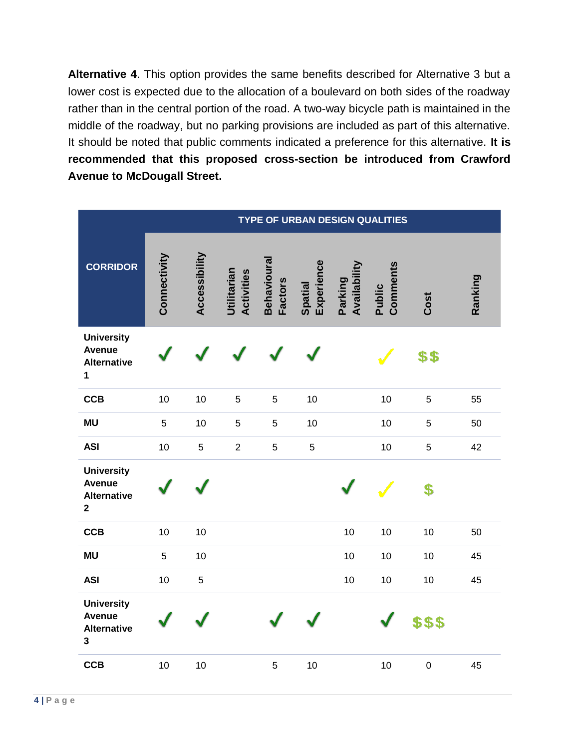**Alternative 4**. This option provides the same benefits described for Alternative 3 but a lower cost is expected due to the allocation of a boulevard on both sides of the roadway rather than in the central portion of the road. A two-way bicycle path is maintained in the middle of the roadway, but no parking provisions are included as part of this alternative. It should be noted that public comments indicated a preference for this alternative. **It is recommended that this proposed cross-section be introduced from Crawford Avenue to McDougall Street.**

| CORRIDOR | TYPE OF URBAN DESIGN QUALITIES | | | | | | | | |
|---|---|---|---|---|---|---|---|---|---|
| | Connectivity | Accessibility | Utilitarian Activities | Behavioural Factors | Spatial Experience | Parking Availability | Public Comments | Cost | Ranking |
| **University Avenue Alternative 1** | ✓ | ✓ | ✓ | ✓ | ✓ | | ✓ | $$ | |
| **CCB** | 10 | 10 | 5 | 5 | 10 | | 10 | 5 | 55 |
| **MU** | 5 | 10 | 5 | 5 | 10 | | 10 | 5 | 50 |
| **ASI** | 10 | 5 | 2 | 5 | 5 | | 10 | 5 | 42 |
| **University Avenue Alternative 2** | ✓ | ✓ | | | | ✓ | ✓ | $ | |
| **CCB** | 10 | 10 | | | | 10 | 10 | 10 | 50 |
| **MU** | 5 | 10 | | | | 10 | 10 | 10 | 45 |
| **ASI** | 10 | 5 | | | | 10 | 10 | 10 | 45 |
| **University Avenue Alternative 3** | ✓ | ✓ | | ✓ | ✓ | | ✓ | $$$ | |
| **CCB** | 10 | 10 | | 5 | 10 | | 10 | 0 | 45 |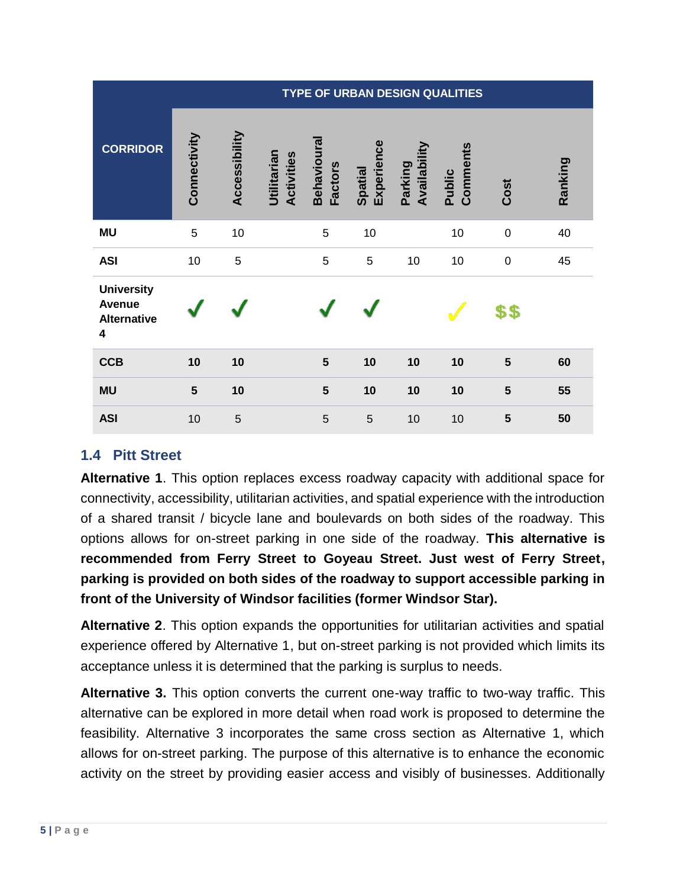| CORRIDOR | TYPE OF URBAN DESIGN QUALITIES | | | | | | | | |
|---|---|---|---|---|---|---|---|---|---|
| | Connectivity | Accessibility | Utilitarian Activities | Behavioural Factors | Spatial Experience | Parking Availability | Public Comments | Cost | Ranking |
| **MU** | 5 | 10 | | 5 | 10 | | 10 | 0 | 40 |
| **ASI** | 10 | 5 | | 5 | 5 | 10 | 10 | 0 | 45 |
| **University Avenue Alternative 4** | ✓ | ✓ | | ✓ | ✓ | | ✓ | $$ | |
| **CCB** | **10** | **10** | | **5** | **10** | **10** | **10** | **5** | **60** |
| **MU** | **5** | **10** | | **5** | **10** | **10** | **10** | **5** | **55** |
| **ASI** | 10 | 5 | | 5 | 5 | 10 | 10 | **5** | **50** |

## 1.4 Pitt Street

**Alternative 1**. This option replaces excess roadway capacity with additional space for connectivity, accessibility, utilitarian activities, and spatial experience with the introduction of a shared transit / bicycle lane and boulevards on both sides of the roadway. This options allows for on-street parking in one side of the roadway. **This alternative is recommended from Ferry Street to Goyeau Street. Just west of Ferry Street, parking is provided on both sides of the roadway to support accessible parking in front of the University of Windsor facilities (former Windsor Star).**

**Alternative 2**. This option expands the opportunities for utilitarian activities and spatial experience offered by Alternative 1, but on-street parking is not provided which limits its acceptance unless it is determined that the parking is surplus to needs.

**Alternative 3.** This option converts the current one-way traffic to two-way traffic. This alternative can be explored in more detail when road work is proposed to determine the feasibility. Alternative 3 incorporates the same cross section as Alternative 1, which allows for on-street parking. The purpose of this alternative is to enhance the economic activity on the street by providing easier access and visibly of businesses. Additionally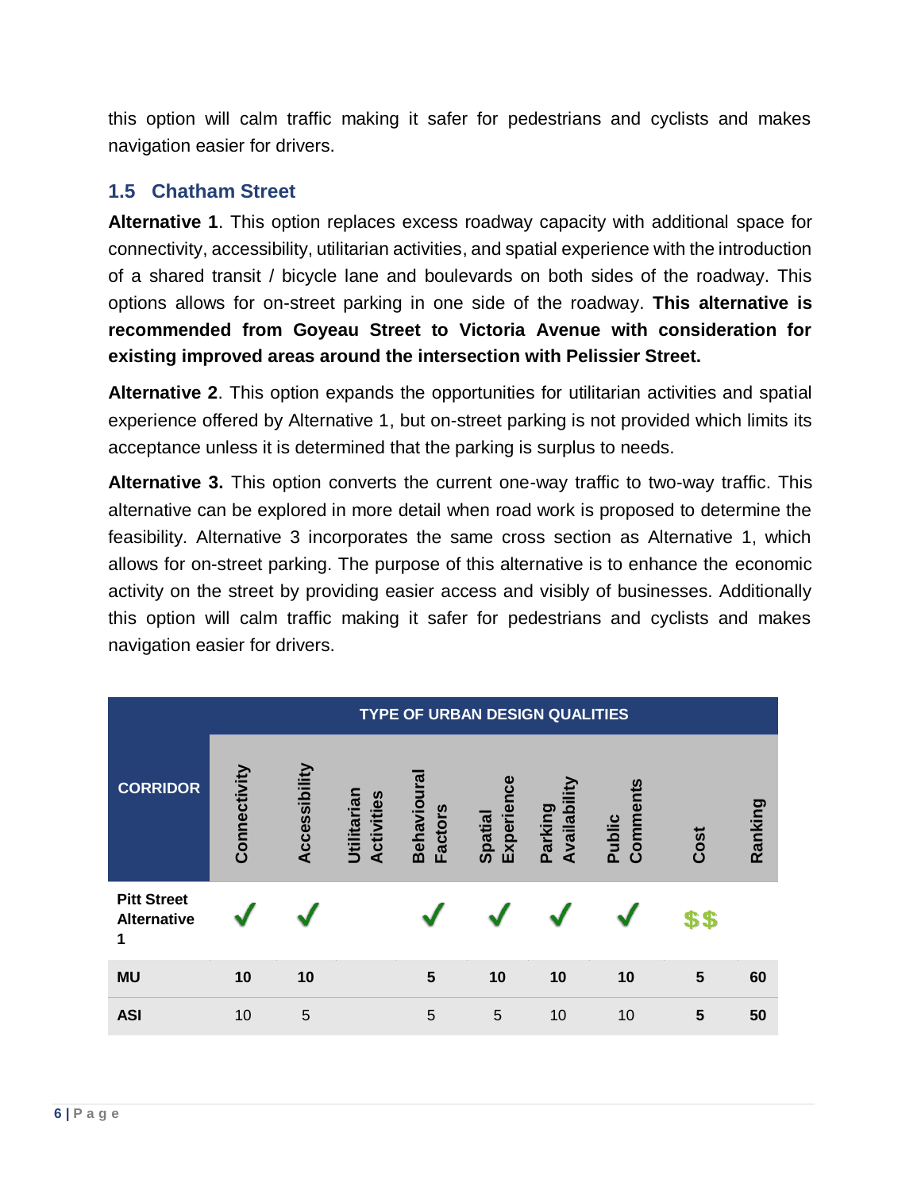this option will calm traffic making it safer for pedestrians and cyclists and makes navigation easier for drivers.

## 1.5 Chatham Street

**Alternative 1**. This option replaces excess roadway capacity with additional space for connectivity, accessibility, utilitarian activities, and spatial experience with the introduction of a shared transit / bicycle lane and boulevards on both sides of the roadway. This options allows for on-street parking in one side of the roadway. **This alternative is recommended from Goyeau Street to Victoria Avenue with consideration for existing improved areas around the intersection with Pelissier Street.**

**Alternative 2**. This option expands the opportunities for utilitarian activities and spatial experience offered by Alternative 1, but on-street parking is not provided which limits its acceptance unless it is determined that the parking is surplus to needs.

**Alternative 3.** This option converts the current one-way traffic to two-way traffic. This alternative can be explored in more detail when road work is proposed to determine the feasibility. Alternative 3 incorporates the same cross section as Alternative 1, which allows for on-street parking. The purpose of this alternative is to enhance the economic activity on the street by providing easier access and visibly of businesses. Additionally this option will calm traffic making it safer for pedestrians and cyclists and makes navigation easier for drivers.

| CORRIDOR | TYPE OF URBAN DESIGN QUALITIES | | | | | | | | |
|---|---|---|---|---|---|---|---|---|---|
| | Connectivity | Accessibility | Utilitarian Activities | Behavioural Factors | Spatial Experience | Parking Availability | Public Comments | Cost | Ranking |
| **Pitt Street Alternative 1** | ✓ | ✓ | | ✓ | ✓ | ✓ | ✓ | $$ | |
| **MU** | **10** | **10** | | **5** | **10** | **10** | **10** | **5** | **60** |
| **ASI** | 10 | 5 | | 5 | 5 | 10 | 10 | **5** | **50** |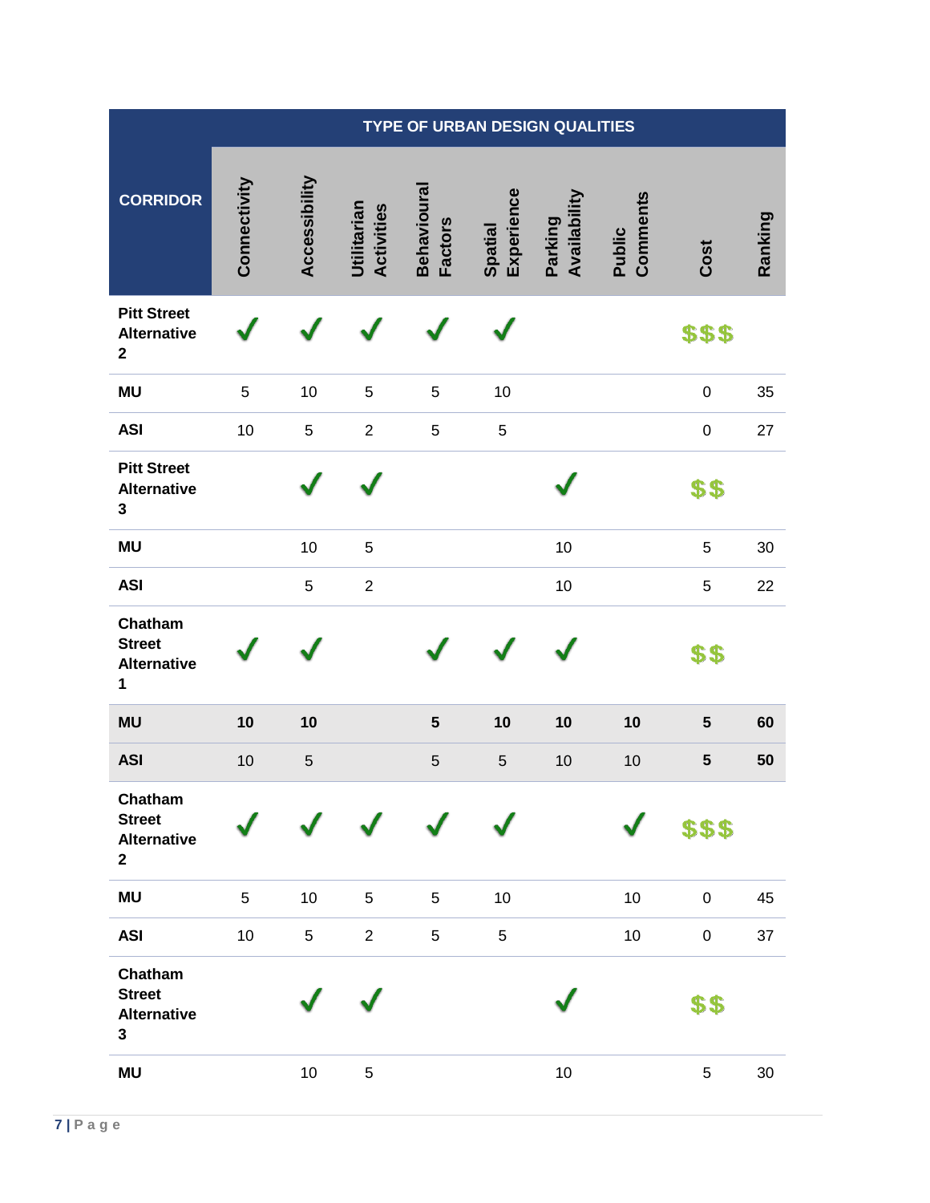| CORRIDOR | TYPE OF URBAN DESIGN QUALITIES | | | | | | | | |
|---|---|---|---|---|---|---|---|---|---|
| | Connectivity | Accessibility | Utilitarian Activities | Behavioural Factors | Spatial Experience | Parking Availability | Public Comments | Cost | Ranking |
| **Pitt Street Alternative 2** | ✓ | ✓ | ✓ | ✓ | ✓ | | | $$$ | |
| **MU** | 5 | 10 | 5 | 5 | 10 | | | 0 | 35 |
| **ASI** | 10 | 5 | 2 | 5 | 5 | | | 0 | 27 |
| **Pitt Street Alternative 3** | | ✓ | ✓ | | | ✓ | | $$ | |
| **MU** | | 10 | 5 | | | 10 | | 5 | 30 |
| **ASI** | | 5 | 2 | | | 10 | | 5 | 22 |
| **Chatham Street Alternative 1** | ✓ | ✓ | | ✓ | ✓ | ✓ | | $$ | |
| **MU** | **10** | **10** | | **5** | **10** | **10** | **10** | **5** | **60** |
| **ASI** | 10 | 5 | | 5 | 5 | 10 | 10 | **5** | **50** |
| **Chatham Street Alternative 2** | ✓ | ✓ | ✓ | ✓ | ✓ | | ✓ | $$$ | |
| **MU** | 5 | 10 | 5 | 5 | 10 | | 10 | 0 | 45 |
| **ASI** | 10 | 5 | 2 | 5 | 5 | | 10 | 0 | 37 |
| **Chatham Street Alternative 3** | | ✓ | ✓ | | | ✓ | | $$ | |
| **MU** | | 10 | 5 | | | 10 | | 5 | 30 |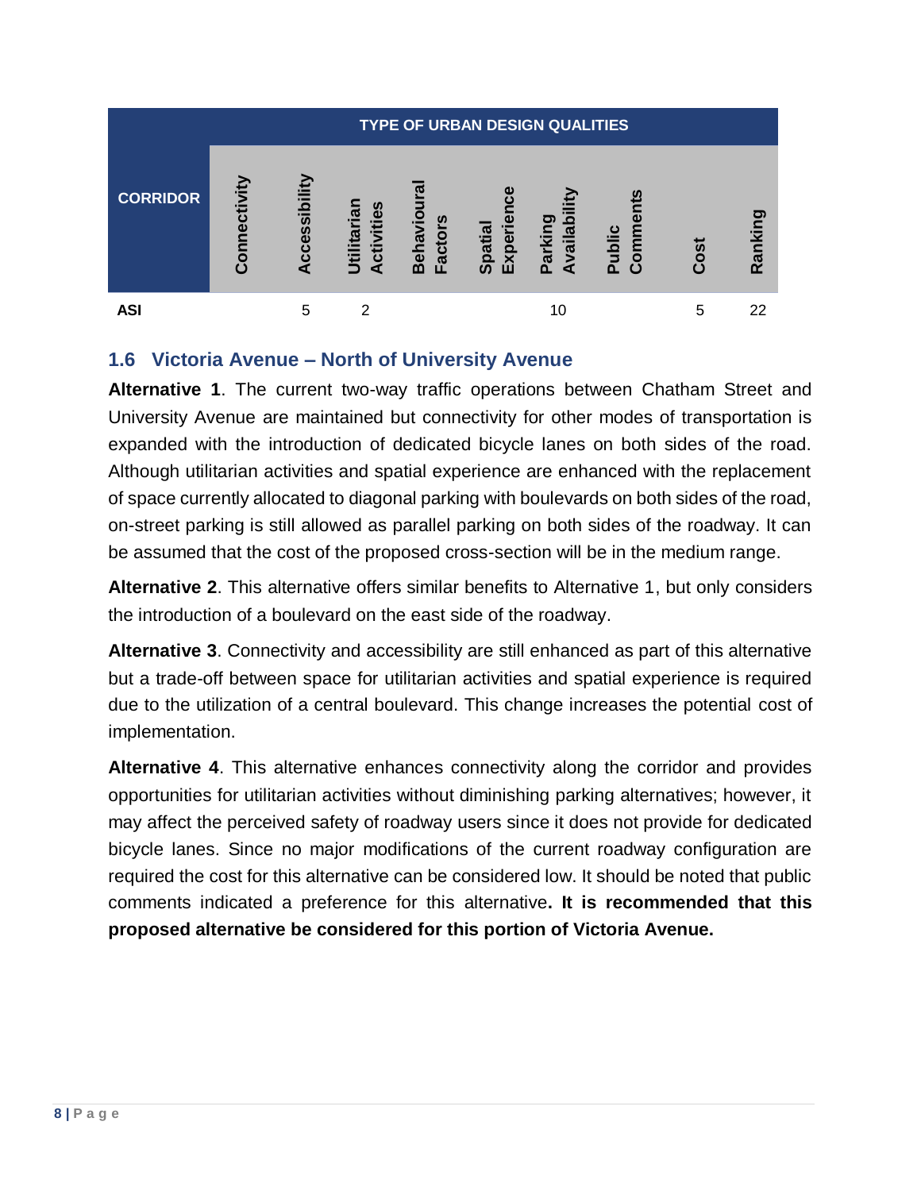| CORRIDOR | TYPE OF URBAN DESIGN QUALITIES | | | | | | | | |
|---|---|---|---|---|---|---|---|---|---|
| | Connectivity | Accessibility | Utilitarian Activities | Behavioural Factors | Spatial Experience | Parking Availability | Public Comments | Cost | Ranking |
| **ASI** | | 5 | 2 | | | 10 | | 5 | 22 |

## 1.6 Victoria Avenue – North of University Avenue

**Alternative 1**. The current two-way traffic operations between Chatham Street and University Avenue are maintained but connectivity for other modes of transportation is expanded with the introduction of dedicated bicycle lanes on both sides of the road. Although utilitarian activities and spatial experience are enhanced with the replacement of space currently allocated to diagonal parking with boulevards on both sides of the road, on-street parking is still allowed as parallel parking on both sides of the roadway. It can be assumed that the cost of the proposed cross-section will be in the medium range.

**Alternative 2**. This alternative offers similar benefits to Alternative 1, but only considers the introduction of a boulevard on the east side of the roadway.

**Alternative 3**. Connectivity and accessibility are still enhanced as part of this alternative but a trade-off between space for utilitarian activities and spatial experience is required due to the utilization of a central boulevard. This change increases the potential cost of implementation.

**Alternative 4**. This alternative enhances connectivity along the corridor and provides opportunities for utilitarian activities without diminishing parking alternatives; however, it may affect the perceived safety of roadway users since it does not provide for dedicated bicycle lanes. Since no major modifications of the current roadway configuration are required the cost for this alternative can be considered low. It should be noted that public comments indicated a preference for this alternative**. It is recommended that this proposed alternative be considered for this portion of Victoria Avenue.**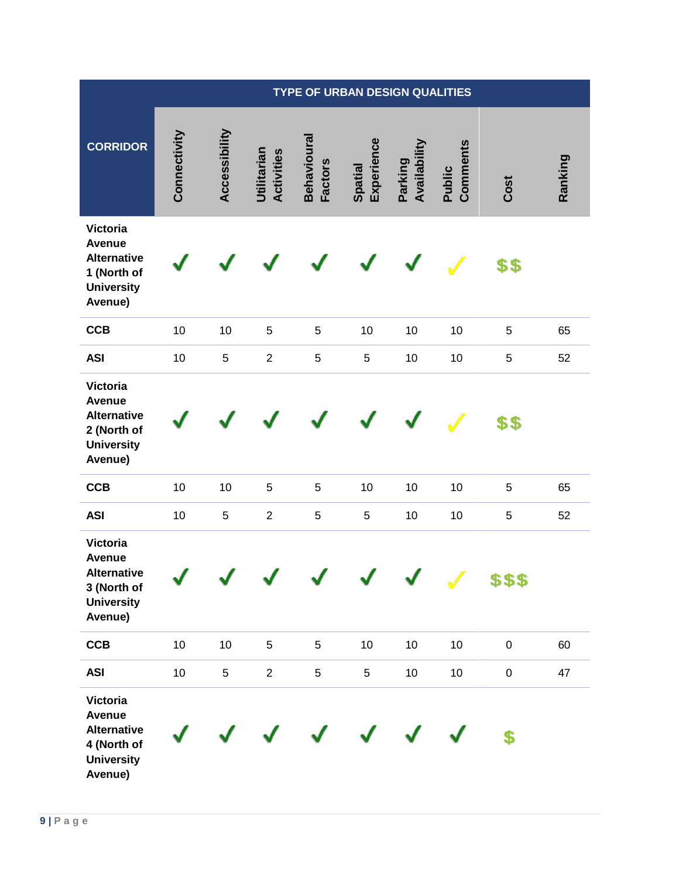| CORRIDOR | TYPE OF URBAN DESIGN QUALITIES | | | | | | | | |
|---|---|---|---|---|---|---|---|---|---|
| | Connectivity | Accessibility | Utilitarian Activities | Behavioural Factors | Spatial Experience | Parking Availability | Public Comments | Cost | Ranking |
| **Victoria Avenue Alternative 1 (North of University Avenue)** | ✓ | ✓ | ✓ | ✓ | ✓ | ✓ | ✓ | $$ | |
| **CCB** | 10 | 10 | 5 | 5 | 10 | 10 | 10 | 5 | 65 |
| **ASI** | 10 | 5 | 2 | 5 | 5 | 10 | 10 | 5 | 52 |
| **Victoria Avenue Alternative 2 (North of University Avenue)** | ✓ | ✓ | ✓ | ✓ | ✓ | ✓ | ✓ | $$ | |
| **CCB** | 10 | 10 | 5 | 5 | 10 | 10 | 10 | 5 | 65 |
| **ASI** | 10 | 5 | 2 | 5 | 5 | 10 | 10 | 5 | 52 |
| **Victoria Avenue Alternative 3 (North of University Avenue)** | ✓ | ✓ | ✓ | ✓ | ✓ | ✓ | ✓ | $$$ | |
| **CCB** | 10 | 10 | 5 | 5 | 10 | 10 | 10 | 0 | 60 |
| **ASI** | 10 | 5 | 2 | 5 | 5 | 10 | 10 | 0 | 47 |
| **Victoria Avenue Alternative 4 (North of University Avenue)** | ✓ | ✓ | ✓ | ✓ | ✓ | ✓ | ✓ | $ | |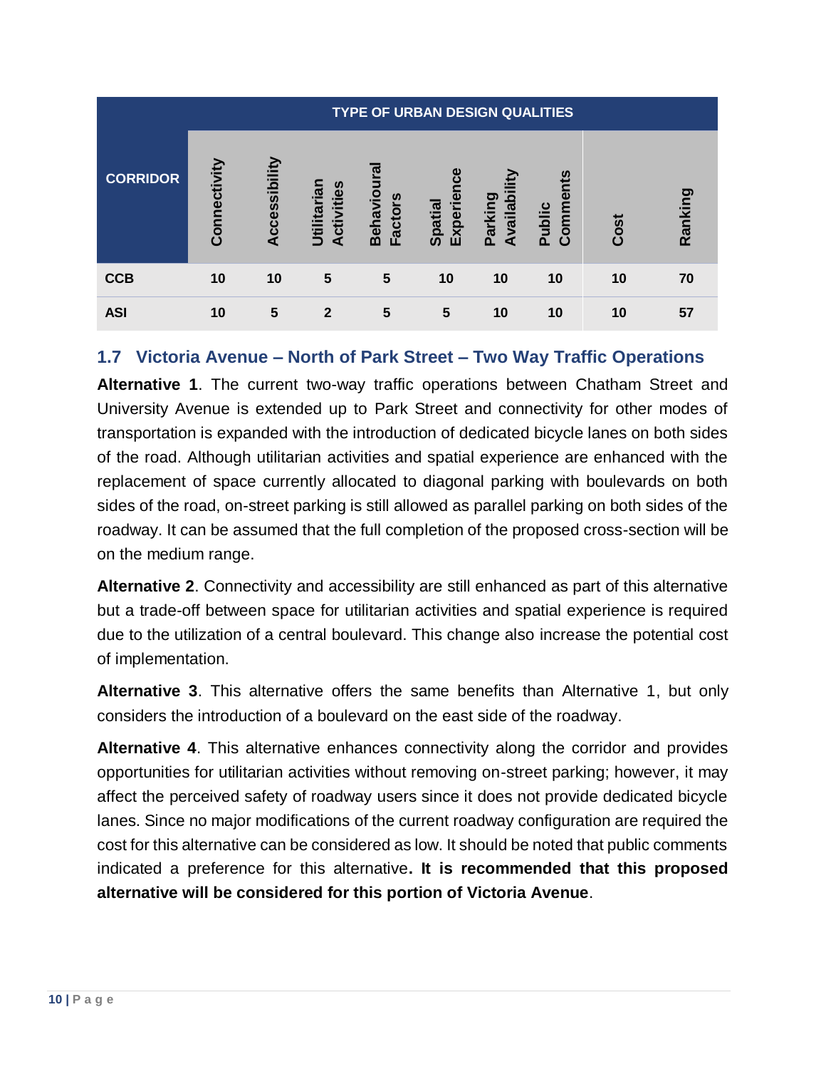| CORRIDOR | TYPE OF URBAN DESIGN QUALITIES | | | | | | | | |
|---|---|---|---|---|---|---|---|---|---|
| | Connectivity | Accessibility | Utilitarian Activities | Behavioural Factors | Spatial Experience | Parking Availability | Public Comments | Cost | Ranking |
| CCB | 10 | 10 | 5 | 5 | 10 | 10 | 10 | 10 | 70 |
| ASI | 10 | 5 | 2 | 5 | 5 | 10 | 10 | 10 | 57 |

## 1.7 Victoria Avenue – North of Park Street – Two Way Traffic Operations

**Alternative 1**. The current two-way traffic operations between Chatham Street and University Avenue is extended up to Park Street and connectivity for other modes of transportation is expanded with the introduction of dedicated bicycle lanes on both sides of the road. Although utilitarian activities and spatial experience are enhanced with the replacement of space currently allocated to diagonal parking with boulevards on both sides of the road, on-street parking is still allowed as parallel parking on both sides of the roadway. It can be assumed that the full completion of the proposed cross-section will be on the medium range.

**Alternative 2**. Connectivity and accessibility are still enhanced as part of this alternative but a trade-off between space for utilitarian activities and spatial experience is required due to the utilization of a central boulevard. This change also increase the potential cost of implementation.

**Alternative 3**. This alternative offers the same benefits than Alternative 1, but only considers the introduction of a boulevard on the east side of the roadway.

**Alternative 4**. This alternative enhances connectivity along the corridor and provides opportunities for utilitarian activities without removing on-street parking; however, it may affect the perceived safety of roadway users since it does not provide dedicated bicycle lanes. Since no major modifications of the current roadway configuration are required the cost for this alternative can be considered as low. It should be noted that public comments indicated a preference for this alternative**. It is recommended that this proposed alternative will be considered for this portion of Victoria Avenue**.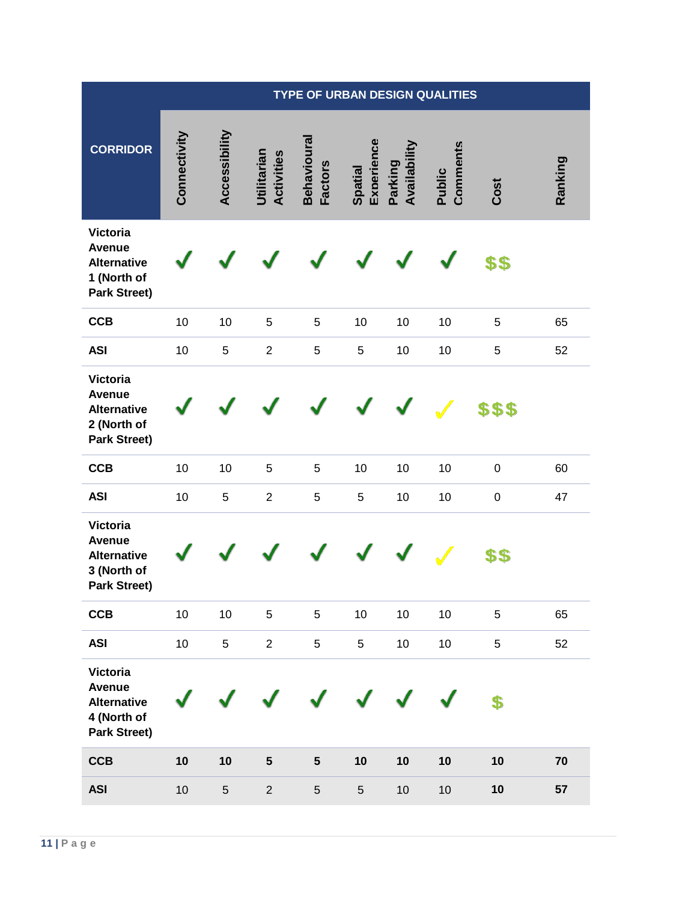| CORRIDOR | TYPE OF URBAN DESIGN QUALITIES | | | | | | | | |
|---|---|---|---|---|---|---|---|---|---|
| | Connectivity | Accessibility | Utilitarian Activities | Behavioural Factors | Spatial Experience | Parking Availability | Public Comments | Cost | Ranking |
| **Victoria Avenue Alternative 1 (North of Park Street)** | ✓ | ✓ | ✓ | ✓ | ✓ | ✓ | ✓ | $$ | |
| **CCB** | 10 | 10 | 5 | 5 | 10 | 10 | 10 | 5 | 65 |
| **ASI** | 10 | 5 | 2 | 5 | 5 | 10 | 10 | 5 | 52 |
| **Victoria Avenue Alternative 2 (North of Park Street)** | ✓ | ✓ | ✓ | ✓ | ✓ | ✓ | ✓ | $$$ | |
| **CCB** | 10 | 10 | 5 | 5 | 10 | 10 | 10 | 0 | 60 |
| **ASI** | 10 | 5 | 2 | 5 | 5 | 10 | 10 | 0 | 47 |
| **Victoria Avenue Alternative 3 (North of Park Street)** | ✓ | ✓ | ✓ | ✓ | ✓ | ✓ | ✓ | $$ | |
| **CCB** | 10 | 10 | 5 | 5 | 10 | 10 | 10 | 5 | 65 |
| **ASI** | 10 | 5 | 2 | 5 | 5 | 10 | 10 | 5 | 52 |
| **Victoria Avenue Alternative 4 (North of Park Street)** | ✓ | ✓ | ✓ | ✓ | ✓ | ✓ | ✓ | $ | |
| **CCB** | **10** | **10** | **5** | **5** | **10** | **10** | **10** | **10** | **70** |
| **ASI** | 10 | 5 | 2 | 5 | 5 | 10 | 10 | **10** | **57** |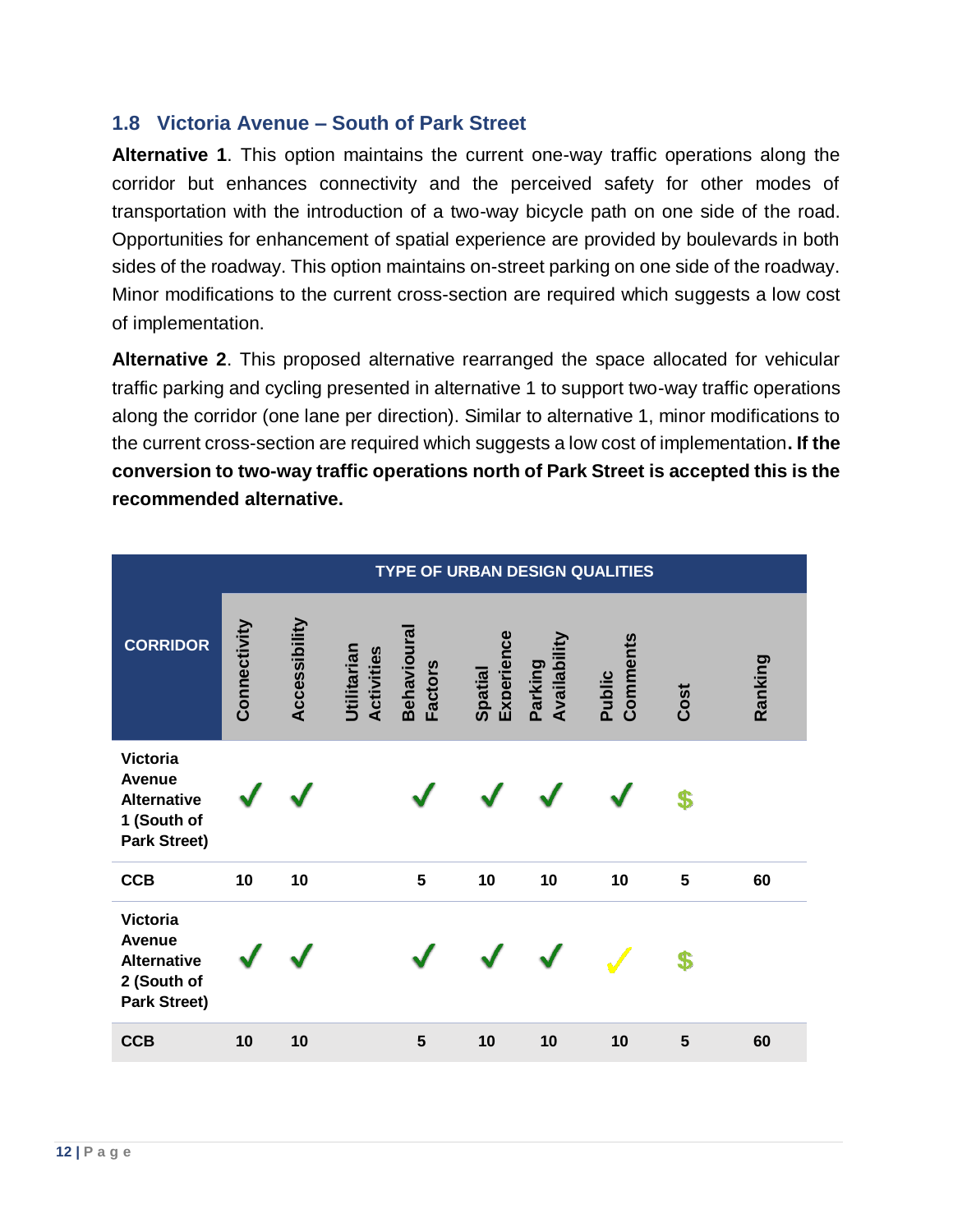### 1.8 Victoria Avenue – South of Park Street

**Alternative 1**. This option maintains the current one-way traffic operations along the corridor but enhances connectivity and the perceived safety for other modes of transportation with the introduction of a two-way bicycle path on one side of the road. Opportunities for enhancement of spatial experience are provided by boulevards in both sides of the roadway. This option maintains on-street parking on one side of the roadway. Minor modifications to the current cross-section are required which suggests a low cost of implementation.

**Alternative 2**. This proposed alternative rearranged the space allocated for vehicular traffic parking and cycling presented in alternative 1 to support two-way traffic operations along the corridor (one lane per direction). Similar to alternative 1, minor modifications to the current cross-section are required which suggests a low cost of implementation**. If the conversion to two-way traffic operations north of Park Street is accepted this is the recommended alternative.**

| CORRIDOR | TYPE OF URBAN DESIGN QUALITIES | | | | | | | | |
|---|---|---|---|---|---|---|---|---|---|
| | Connectivity | Accessibility | Utilitarian Activities | Behavioural Factors | Spatial Experience | Parking Availability | Public Comments | Cost | Ranking |
| Victoria Avenue Alternative 1 (South of Park Street) | ✓ | ✓ | | ✓ | ✓ | ✓ | ✓ | $ | |
| CCB | 10 | 10 | | 5 | 10 | 10 | 10 | 5 | 60 |
| Victoria Avenue Alternative 2 (South of Park Street) | ✓ | ✓ | | ✓ | ✓ | ✓ | ✓ | $ | |
| CCB | 10 | 10 | | 5 | 10 | 10 | 10 | 5 | 60 |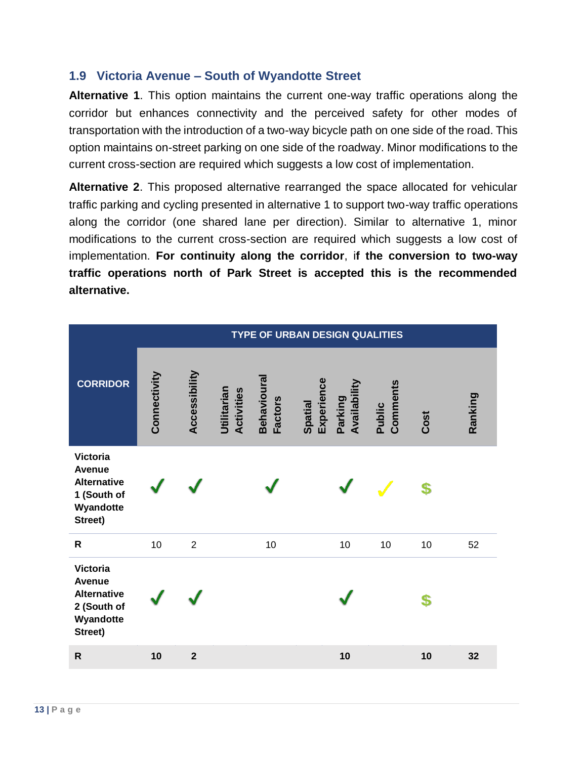## 1.9 Victoria Avenue – South of Wyandotte Street

**Alternative 1**. This option maintains the current one-way traffic operations along the corridor but enhances connectivity and the perceived safety for other modes of transportation with the introduction of a two-way bicycle path on one side of the road. This option maintains on-street parking on one side of the roadway. Minor modifications to the current cross-section are required which suggests a low cost of implementation.

**Alternative 2**. This proposed alternative rearranged the space allocated for vehicular traffic parking and cycling presented in alternative 1 to support two-way traffic operations along the corridor (one shared lane per direction). Similar to alternative 1, minor modifications to the current cross-section are required which suggests a low cost of implementation. **For continuity along the corridor**, i**f the conversion to two-way traffic operations north of Park Street is accepted this is the recommended alternative.**

| CORRIDOR | TYPE OF URBAN DESIGN QUALITIES | | | | | | | | |
|---|---|---|---|---|---|---|---|---|---|
| | Connectivity | Accessibility | Utilitarian Activities | Behavioural Factors | Spatial Experience | Parking Availability | Public Comments | Cost | Ranking |
| Victoria Avenue Alternative 1 (South of Wyandotte Street) | ✓ | ✓ | | ✓ | | ✓ | ✓ | $ | |
| R | 10 | 2 | | 10 | | 10 | 10 | 10 | 52 |
| Victoria Avenue Alternative 2 (South of Wyandotte Street) | ✓ | ✓ | | | | ✓ | | $ | |
| **R** | **10** | **2** | | | | **10** | | **10** | **32** |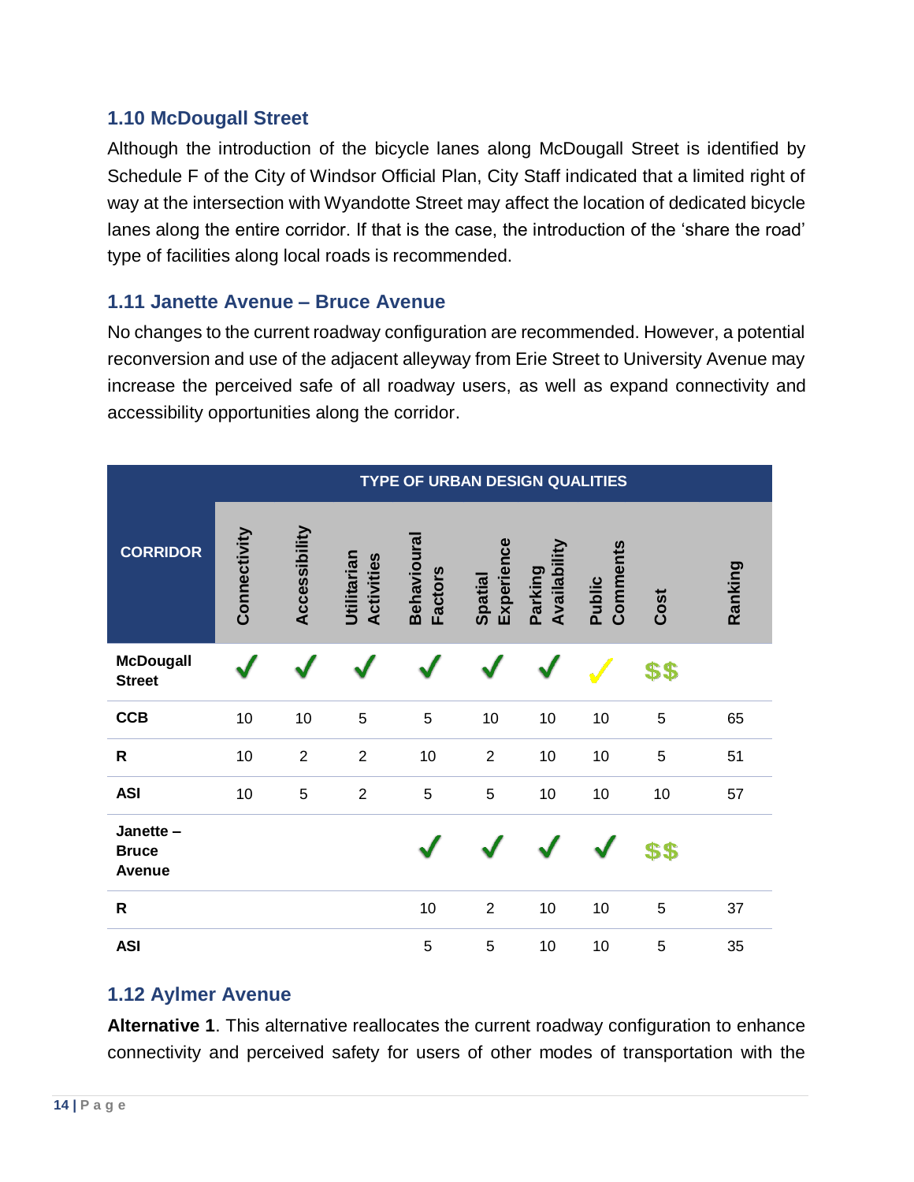### 1.10 McDougall Street

Although the introduction of the bicycle lanes along McDougall Street is identified by Schedule F of the City of Windsor Official Plan, City Staff indicated that a limited right of way at the intersection with Wyandotte Street may affect the location of dedicated bicycle lanes along the entire corridor. If that is the case, the introduction of the 'share the road' type of facilities along local roads is recommended.

### 1.11 Janette Avenue – Bruce Avenue

No changes to the current roadway configuration are recommended. However, a potential reconversion and use of the adjacent alleyway from Erie Street to University Avenue may increase the perceived safe of all roadway users, as well as expand connectivity and accessibility opportunities along the corridor.

| CORRIDOR | TYPE OF URBAN DESIGN QUALITIES | | | | | | | | |
|---|---|---|---|---|---|---|---|---|---|
| | Connectivity | Accessibility | Utilitarian Activities | Behavioural Factors | Spatial Experience | Parking Availability | Public Comments | Cost | Ranking |
| **McDougall Street** | ✓ | ✓ | ✓ | ✓ | ✓ | ✓ | ✓ | $$ | |
| **CCB** | 10 | 10 | 5 | 5 | 10 | 10 | 10 | 5 | 65 |
| **R** | 10 | 2 | 2 | 10 | 2 | 10 | 10 | 5 | 51 |
| **ASI** | 10 | 5 | 2 | 5 | 5 | 10 | 10 | 10 | 57 |
| **Janette – Bruce Avenue** | | | | ✓ | ✓ | ✓ | ✓ | $$ | |
| **R** | | | | 10 | 2 | 10 | 10 | 5 | 37 |
| **ASI** | | | | 5 | 5 | 10 | 10 | 5 | 35 |

### 1.12 Aylmer Avenue

**Alternative 1**. This alternative reallocates the current roadway configuration to enhance connectivity and perceived safety for users of other modes of transportation with the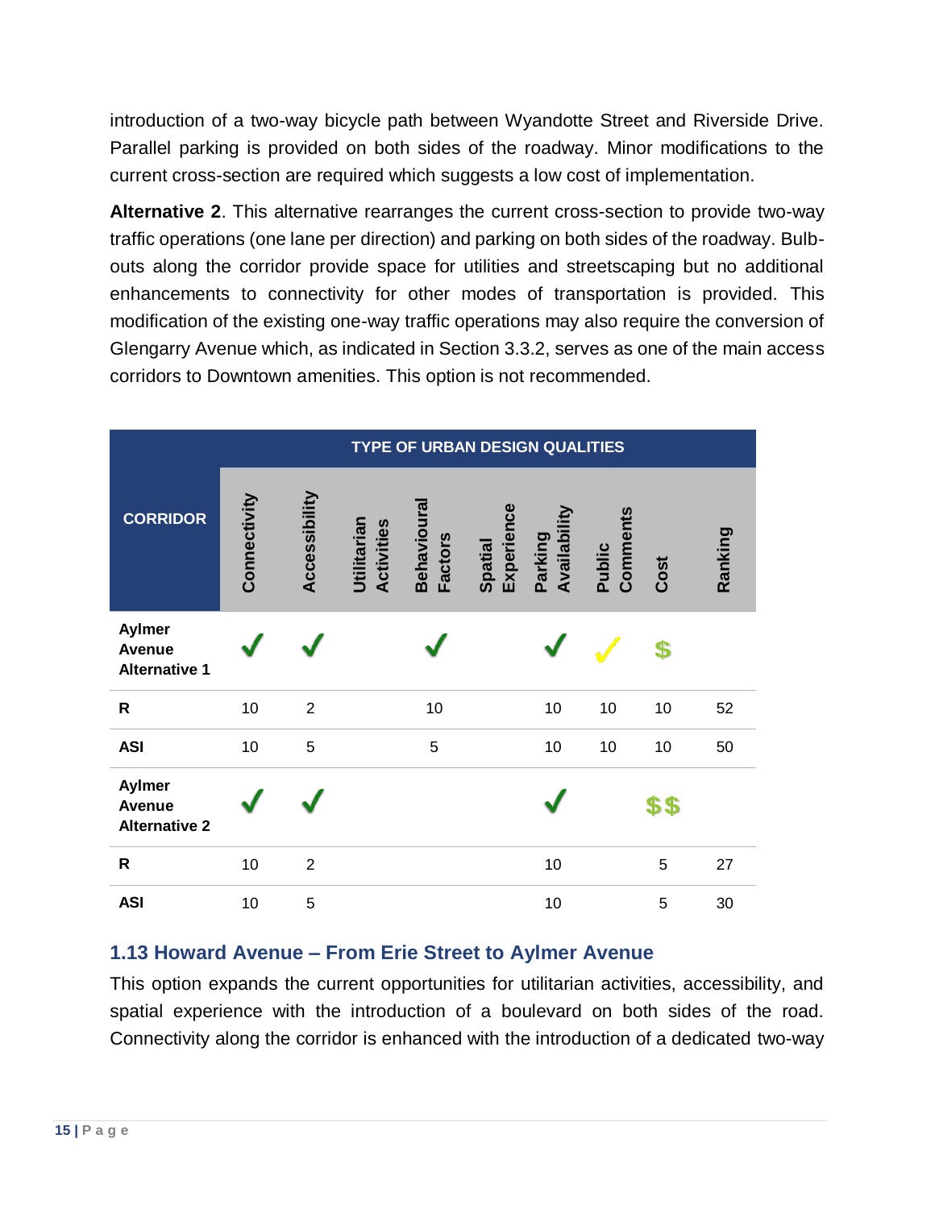introduction of a two-way bicycle path between Wyandotte Street and Riverside Drive. Parallel parking is provided on both sides of the roadway. Minor modifications to the current cross-section are required which suggests a low cost of implementation.

**Alternative 2**. This alternative rearranges the current cross-section to provide two-way traffic operations (one lane per direction) and parking on both sides of the roadway. Bulb-outs along the corridor provide space for utilities and streetscaping but no additional enhancements to connectivity for other modes of transportation is provided. This modification of the existing one-way traffic operations may also require the conversion of Glengarry Avenue which, as indicated in Section 3.3.2, serves as one of the main access corridors to Downtown amenities. This option is not recommended.

| CORRIDOR | TYPE OF URBAN DESIGN QUALITIES | | | | | | | | |
|---|---|---|---|---|---|---|---|---|---|
| | Connectivity | Accessibility | Utilitarian Activities | Behavioural Factors | Spatial Experience | Parking Availability | Public Comments | Cost | Ranking |
| **Aylmer Avenue Alternative 1** | ✓ | ✓ | | ✓ | | ✓ | ✓ | $ | |
| **R** | 10 | 2 | | 10 | | 10 | 10 | 10 | 52 |
| **ASI** | 10 | 5 | | 5 | | 10 | 10 | 10 | 50 |
| **Aylmer Avenue Alternative 2** | ✓ | ✓ | | | | ✓ | | $$ | |
| **R** | 10 | 2 | | | | 10 | | 5 | 27 |
| **ASI** | 10 | 5 | | | | 10 | | 5 | 30 |

### 1.13 Howard Avenue – From Erie Street to Aylmer Avenue

This option expands the current opportunities for utilitarian activities, accessibility, and spatial experience with the introduction of a boulevard on both sides of the road. Connectivity along the corridor is enhanced with the introduction of a dedicated two-way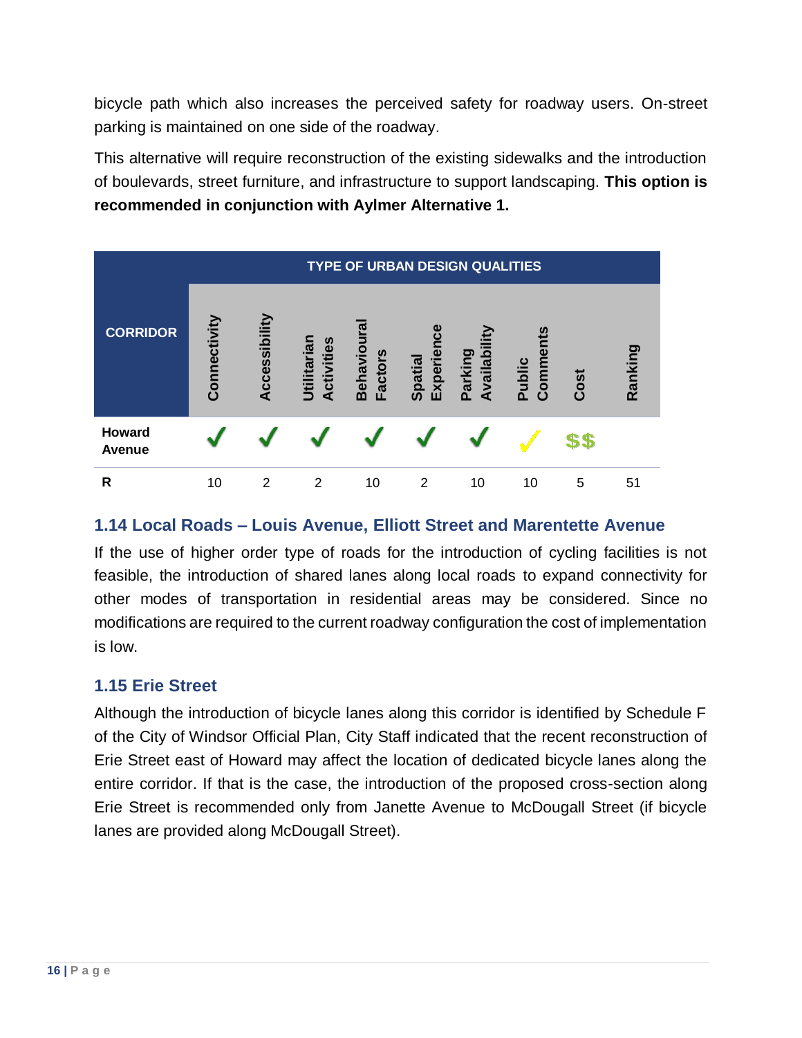bicycle path which also increases the perceived safety for roadway users. On-street parking is maintained on one side of the roadway.

This alternative will require reconstruction of the existing sidewalks and the introduction of boulevards, street furniture, and infrastructure to support landscaping. **This option is recommended in conjunction with Aylmer Alternative 1.**

| CORRIDOR | TYPE OF URBAN DESIGN QUALITIES | | | | | | | | |
|---|---|---|---|---|---|---|---|---|---|
| | Connectivity | Accessibility | Utilitarian Activities | Behavioural Factors | Spatial Experience | Parking Availability | Public Comments | Cost | Ranking |
| **Howard Avenue** | ✓ | ✓ | ✓ | ✓ | ✓ | ✓ | ✓ | $$ | |
| **R** | 10 | 2 | 2 | 10 | 2 | 10 | 10 | 5 | 51 |

## 1.14 Local Roads – Louis Avenue, Elliott Street and Marentette Avenue

If the use of higher order type of roads for the introduction of cycling facilities is not feasible, the introduction of shared lanes along local roads to expand connectivity for other modes of transportation in residential areas may be considered. Since no modifications are required to the current roadway configuration the cost of implementation is low.

## 1.15 Erie Street

Although the introduction of bicycle lanes along this corridor is identified by Schedule F of the City of Windsor Official Plan, City Staff indicated that the recent reconstruction of Erie Street east of Howard may affect the location of dedicated bicycle lanes along the entire corridor. If that is the case, the introduction of the proposed cross-section along Erie Street is recommended only from Janette Avenue to McDougall Street (if bicycle lanes are provided along McDougall Street).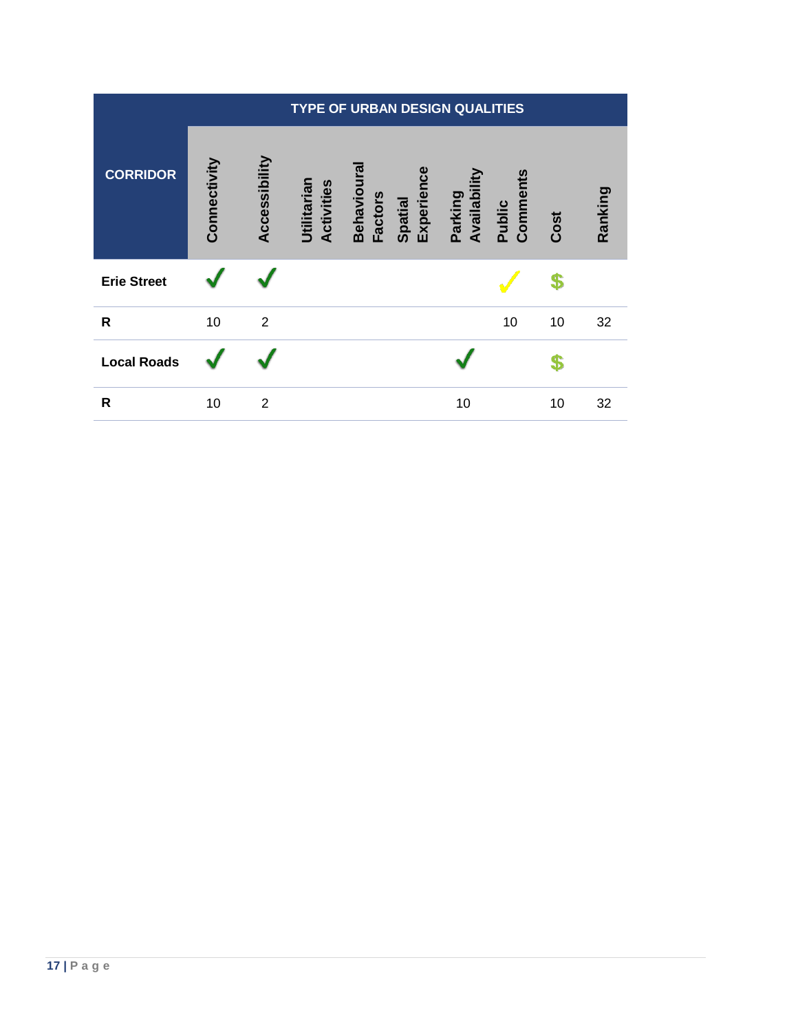| CORRIDOR | TYPE OF URBAN DESIGN QUALITIES | | | | | | | | |
|---|---|---|---|---|---|---|---|---|---|
| | Connectivity | Accessibility | Utilitarian Activities | Behavioural Factors | Spatial Experience | Parking Availability | Public Comments | Cost | Ranking |
| **Erie Street** | ✓ | ✓ | | | | | ✓ | $ | |
| **R** | 10 | 2 | | | | | 10 | 10 | 32 |
| **Local Roads** | ✓ | ✓ | | | | ✓ | | $ | |
| **R** | 10 | 2 | | | | 10 | | 10 | 32 |